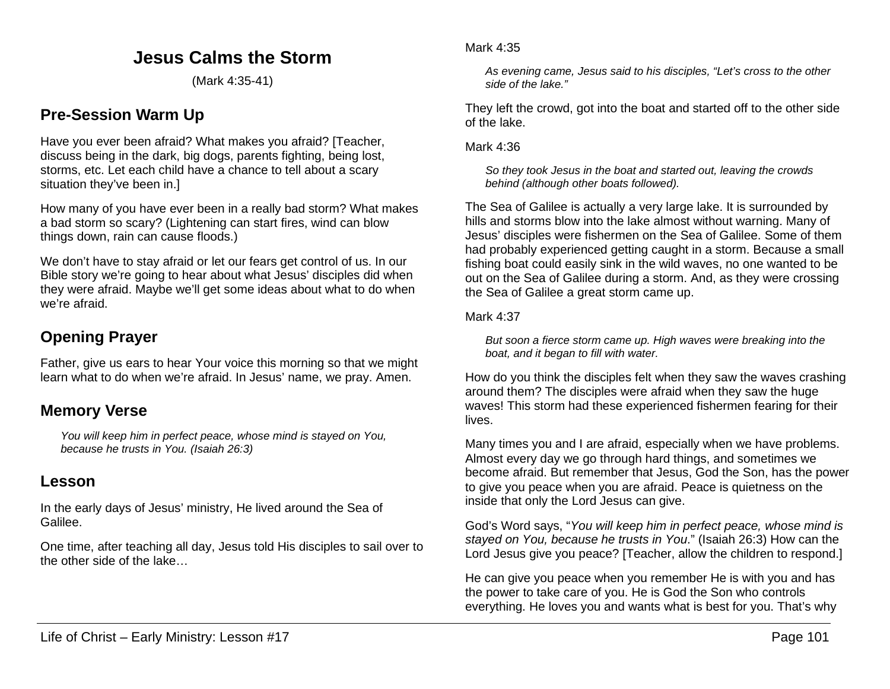# Jesus Calms the Storm

(Mark 4:35-41)

## Pre-Session Warm Up

Have you ever been afraid? What makes you afraid? [Teacher, discuss being in the dark, big dogs, parents fighting, being lost, storms, etc. Let each child have a chance to tell about a scary situation they've been in.]

How many of you have ever been in a really bad storm? What makes a bad storm so scary? (Lightening can start fires, wind can blow things down, rain can cause floods.)

We don't have to stay afraid or let our fears get control of us. In our Bible story we're going to hear about what Jesus' disciples did when they were afraid. Maybe we'll get some ideas about what to do when we're afraid.

## Opening Prayer

Father, give us ears to hear Your voice this morning so that we might learn what to do when we're afraid. In Jesus' name, we pray. Amen.

## Memory Verse

> *You will keep him in perfect peace, whose mind is stayed on You, because he trusts in You. (Isaiah 26:3)*

## Lesson

In the early days of Jesus' ministry, He lived around the Sea of Galilee.

One time, after teaching all day, Jesus told His disciples to sail over to the other side of the lake…

Mark 4:35

> *As evening came, Jesus said to his disciples, "Let's cross to the other side of the lake."*

They left the crowd, got into the boat and started off to the other side of the lake.

Mark 4:36

> *So they took Jesus in the boat and started out, leaving the crowds behind (although other boats followed).*

The Sea of Galilee is actually a very large lake. It is surrounded by hills and storms blow into the lake almost without warning. Many of Jesus' disciples were fishermen on the Sea of Galilee. Some of them had probably experienced getting caught in a storm. Because a small fishing boat could easily sink in the wild waves, no one wanted to be out on the Sea of Galilee during a storm. And, as they were crossing the Sea of Galilee a great storm came up.

Mark 4:37

> *But soon a fierce storm came up. High waves were breaking into the boat, and it began to fill with water.*

How do you think the disciples felt when they saw the waves crashing around them? The disciples were afraid when they saw the huge waves! This storm had these experienced fishermen fearing for their lives.

Many times you and I are afraid, especially when we have problems. Almost every day we go through hard things, and sometimes we become afraid. But remember that Jesus, God the Son, has the power to give you peace when you are afraid. Peace is quietness on the inside that only the Lord Jesus can give.

God's Word says, "*You will keep him in perfect peace, whose mind is stayed on You, because he trusts in You*." (Isaiah 26:3) How can the Lord Jesus give you peace? [Teacher, allow the children to respond.]

He can give you peace when you remember He is with you and has the power to take care of you. He is God the Son who controls everything. He loves you and wants what is best for you. That's why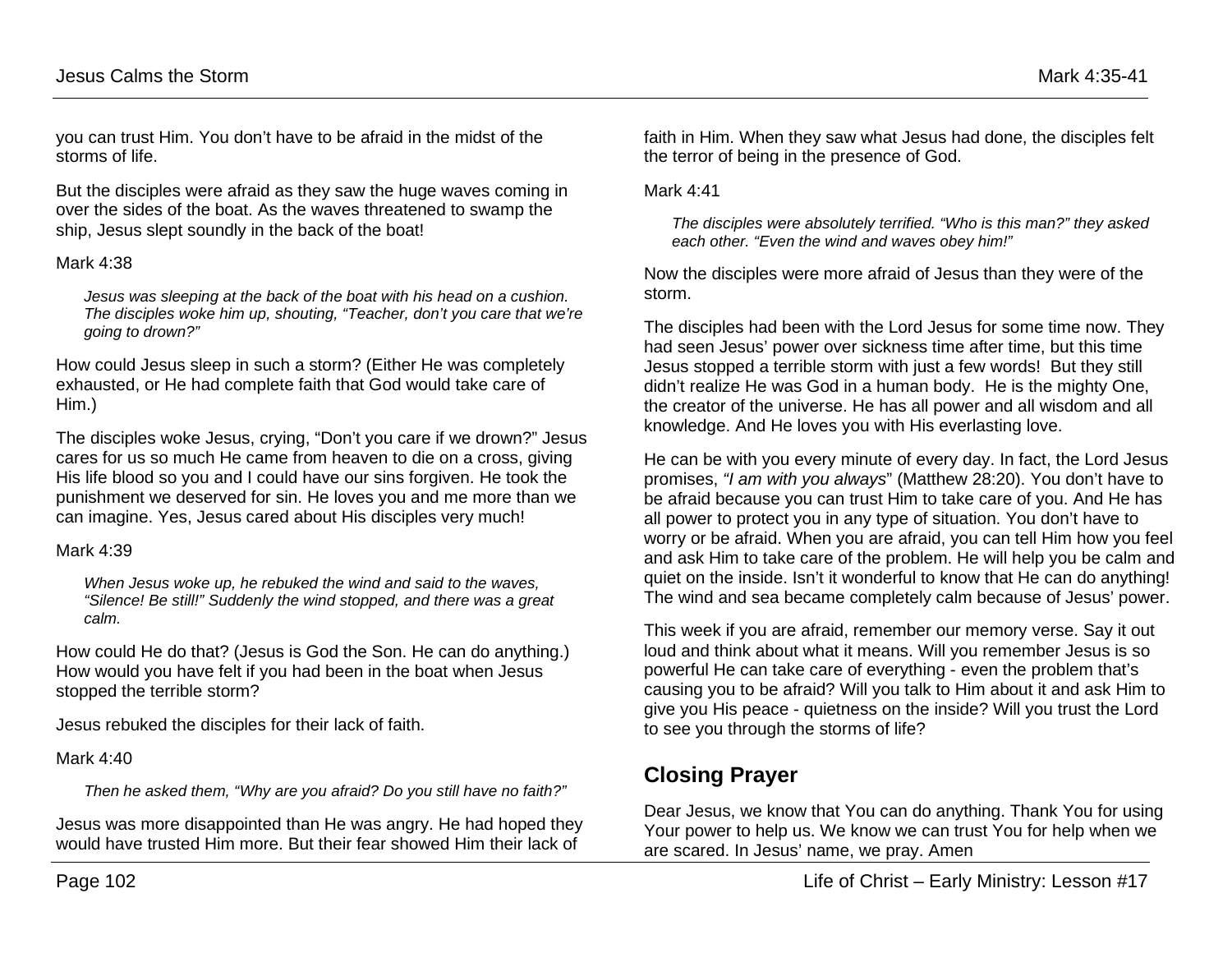you can trust Him. You don't have to be afraid in the midst of the storms of life.

But the disciples were afraid as they saw the huge waves coming in over the sides of the boat. As the waves threatened to swamp the ship, Jesus slept soundly in the back of the boat!

Mark 4:38

> *Jesus was sleeping at the back of the boat with his head on a cushion. The disciples woke him up, shouting, "Teacher, don't you care that we're going to drown?"*

How could Jesus sleep in such a storm? (Either He was completely exhausted, or He had complete faith that God would take care of Him.)

The disciples woke Jesus, crying, "Don't you care if we drown?" Jesus cares for us so much He came from heaven to die on a cross, giving His life blood so you and I could have our sins forgiven. He took the punishment we deserved for sin. He loves you and me more than we can imagine. Yes, Jesus cared about His disciples very much!

Mark 4:39

> *When Jesus woke up, he rebuked the wind and said to the waves, "Silence! Be still!" Suddenly the wind stopped, and there was a great calm.*

How could He do that? (Jesus is God the Son. He can do anything.) How would you have felt if you had been in the boat when Jesus stopped the terrible storm?

Jesus rebuked the disciples for their lack of faith.

Mark 4:40

> *Then he asked them, "Why are you afraid? Do you still have no faith?"*

Jesus was more disappointed than He was angry. He had hoped they would have trusted Him more. But their fear showed Him their lack of faith in Him. When they saw what Jesus had done, the disciples felt the terror of being in the presence of God.

Mark 4:41

> *The disciples were absolutely terrified. "Who is this man?" they asked each other. "Even the wind and waves obey him!"*

Now the disciples were more afraid of Jesus than they were of the storm.

The disciples had been with the Lord Jesus for some time now. They had seen Jesus' power over sickness time after time, but this time Jesus stopped a terrible storm with just a few words! But they still didn't realize He was God in a human body. He is the mighty One, the creator of the universe. He has all power and all wisdom and all knowledge. And He loves you with His everlasting love.

He can be with you every minute of every day. In fact, the Lord Jesus promises, *"I am with you always*" (Matthew 28:20). You don't have to be afraid because you can trust Him to take care of you. And He has all power to protect you in any type of situation. You don't have to worry or be afraid. When you are afraid, you can tell Him how you feel and ask Him to take care of the problem. He will help you be calm and quiet on the inside. Isn't it wonderful to know that He can do anything! The wind and sea became completely calm because of Jesus' power.

This week if you are afraid, remember our memory verse. Say it out loud and think about what it means. Will you remember Jesus is so powerful He can take care of everything - even the problem that's causing you to be afraid? Will you talk to Him about it and ask Him to give you His peace - quietness on the inside? Will you trust the Lord to see you through the storms of life?

## Closing Prayer

Dear Jesus, we know that You can do anything. Thank You for using Your power to help us. We know we can trust You for help when we are scared. In Jesus' name, we pray. Amen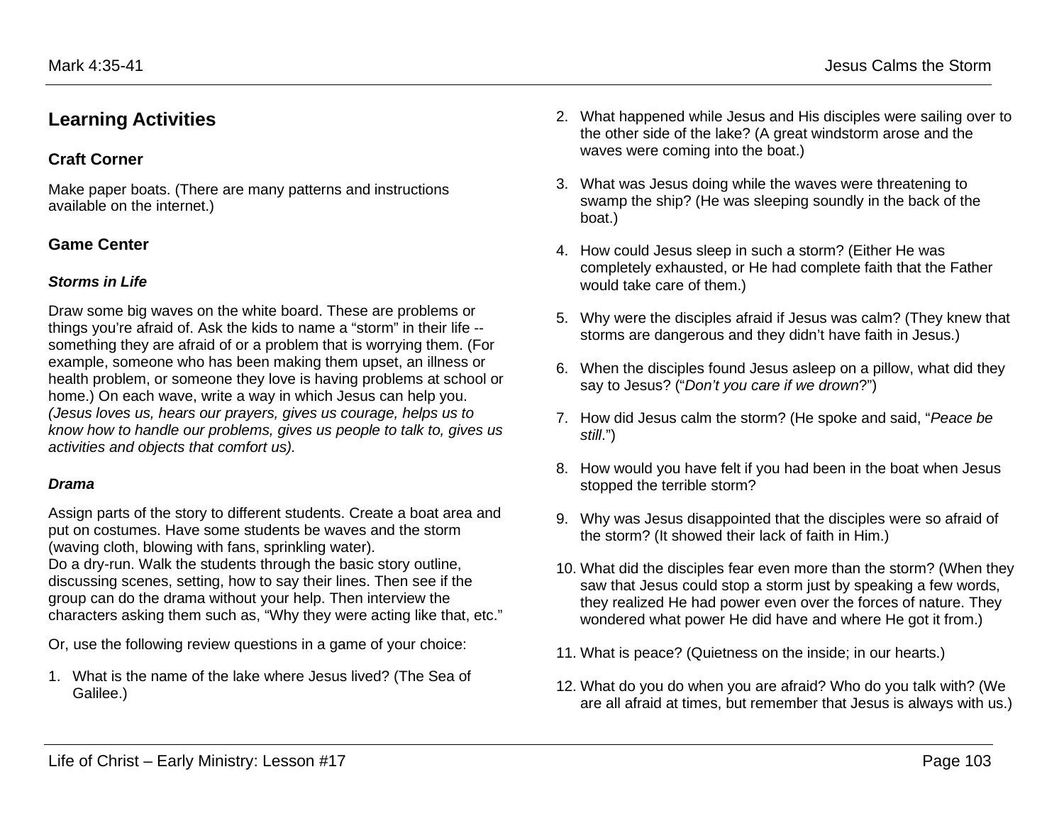## Learning Activities

### Craft Corner

Make paper boats. (There are many patterns and instructions available on the internet.)

### Game Center

#### *Storms in Life*

Draw some big waves on the white board. These are problems or things you're afraid of. Ask the kids to name a "storm" in their life -- something they are afraid of or a problem that is worrying them. (For example, someone who has been making them upset, an illness or health problem, or someone they love is having problems at school or home.) On each wave, write a way in which Jesus can help you. *(Jesus loves us, hears our prayers, gives us courage, helps us to know how to handle our problems, gives us people to talk to, gives us activities and objects that comfort us).*

#### *Drama*

Assign parts of the story to different students. Create a boat area and put on costumes. Have some students be waves and the storm (waving cloth, blowing with fans, sprinkling water).
Do a dry-run. Walk the students through the basic story outline, discussing scenes, setting, how to say their lines. Then see if the group can do the drama without your help. Then interview the characters asking them such as, "Why they were acting like that, etc."

Or, use the following review questions in a game of your choice:

1. What is the name of the lake where Jesus lived? (The Sea of Galilee.)
2. What happened while Jesus and His disciples were sailing over to the other side of the lake? (A great windstorm arose and the waves were coming into the boat.)
3. What was Jesus doing while the waves were threatening to swamp the ship? (He was sleeping soundly in the back of the boat.)
4. How could Jesus sleep in such a storm? (Either He was completely exhausted, or He had complete faith that the Father would take care of them.)
5. Why were the disciples afraid if Jesus was calm? (They knew that storms are dangerous and they didn't have faith in Jesus.)
6. When the disciples found Jesus asleep on a pillow, what did they say to Jesus? ("*Don't you care if we drown*?")
7. How did Jesus calm the storm? (He spoke and said, "*Peace be still*.")
8. How would you have felt if you had been in the boat when Jesus stopped the terrible storm?
9. Why was Jesus disappointed that the disciples were so afraid of the storm? (It showed their lack of faith in Him.)
10. What did the disciples fear even more than the storm? (When they saw that Jesus could stop a storm just by speaking a few words, they realized He had power even over the forces of nature. They wondered what power He did have and where He got it from.)
11. What is peace? (Quietness on the inside; in our hearts.)
12. What do you do when you are afraid? Who do you talk with? (We are all afraid at times, but remember that Jesus is always with us.)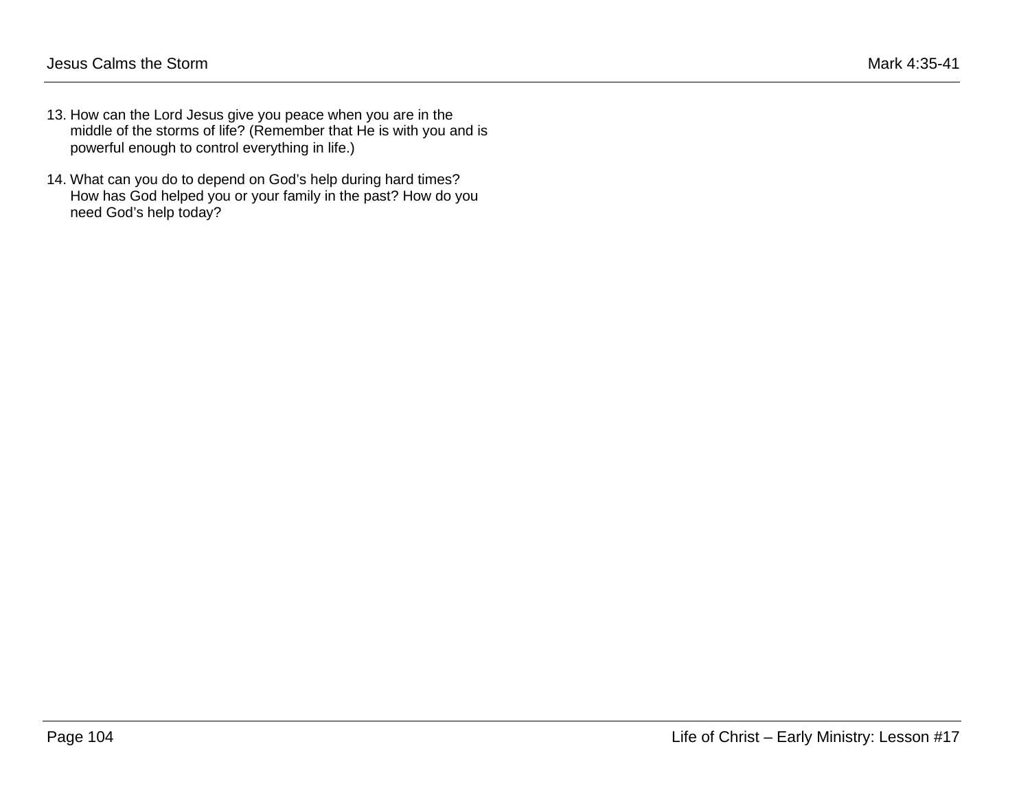13. How can the Lord Jesus give you peace when you are in the middle of the storms of life? (Remember that He is with you and is powerful enough to control everything in life.)

14. What can you do to depend on God’s help during hard times? How has God helped you or your family in the past? How do you need God’s help today?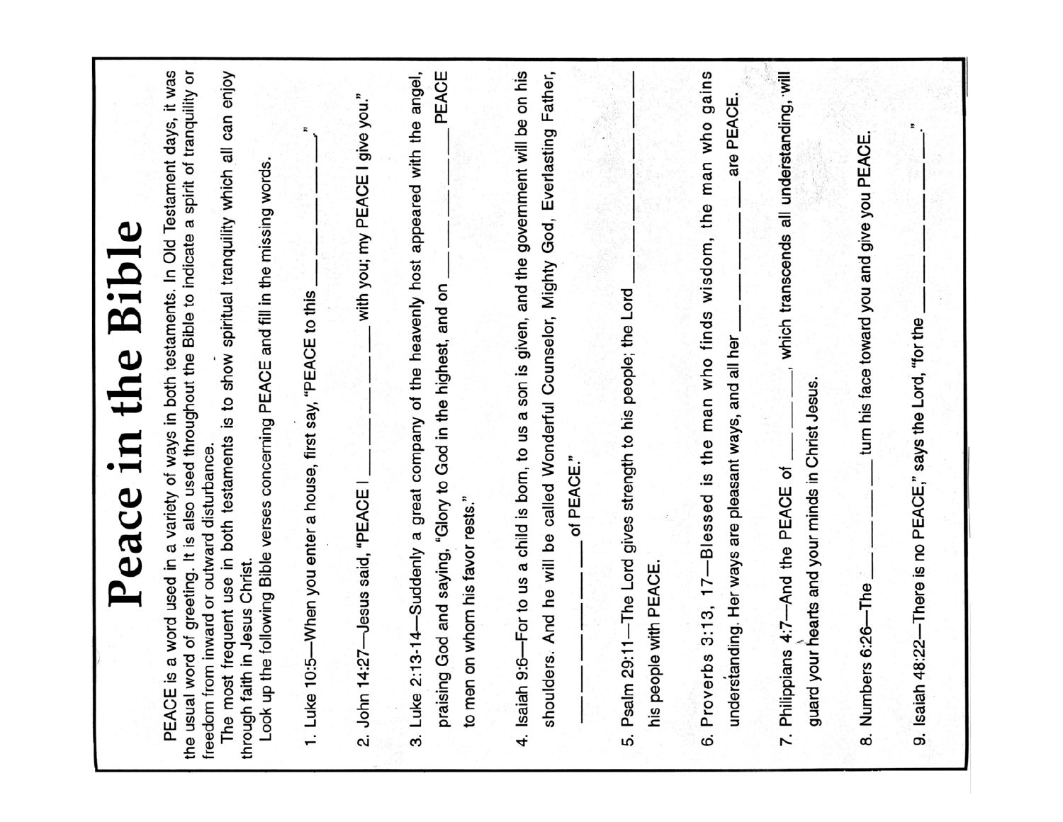# Peace in the Bible

PEACE is a word used in a variety of ways in both testaments. In Old Testament days, it was the usual word of greeting. It is also used throughout the Bible to indicate a spirit of tranquility or freedom from inward or outward disturbance.

The most frequent use in both testaments is to show spiritual tranquility which all can enjoy through faith in Jesus Christ.

Look up the following Bible verses concerning PEACE and fill in the missing words.

1. Luke 10:5—When you enter a house, first say, "PEACE to this _ _ _ _ _ _ _ _ _."

2. John 14:27—Jesus said, "PEACE I _ _ _ _ _ _ _ _ with you; my PEACE I give you."

3. Luke 2:13-14—Suddenly a great company of the heavenly host appeared with the angel, praising God and saying, "Glory to God in the highest, and on _ _ _ _ _ _ _ _ PEACE to men on whom his favor rests."

4. Isaiah 9:6—For to us a child is born, to us a son is given, and the government will be on his shoulders. And he will be called Wonderful Counselor, Mighty God, Everlasting Father, _ _ _ _ _ _ _ _ of PEACE."

5. Psalm 29:11—The Lord gives strength to his people; the Lord _ _ _ _ _ _ _ _ his people with PEACE.

6. Proverbs 3:13, 17—Blessed is the man who finds wisdom, the man who gains understanding. Her ways are pleasant ways, and all her _ _ _ _ _ _ _ are PEACE.

7. Philippians 4:7—And the PEACE of _ _ _ _ _, which transcends all understanding, will guard your hearts and your minds in Christ Jesus.

8. Numbers 6:26—The _ _ _ _ _ _ _ turn his face toward you and give you PEACE.

9. Isaiah 48:22—There is no PEACE," says the Lord, "for the _ _ _ _ _ _ _ _ _."